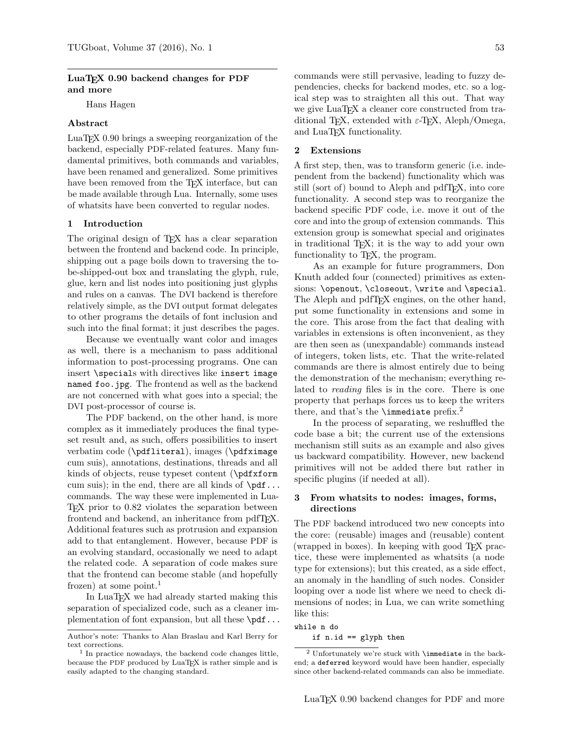# LuaTEX 0.90 backend changes for PDF and more

Hans Hagen

## Abstract

LuaTEX 0.90 brings a sweeping reorganization of the backend, especially PDF-related features. Many fundamental primitives, both commands and variables, have been renamed and generalized. Some primitives have been removed from the TEX interface, but can be made available through Lua. Internally, some uses of whatsits have been converted to regular nodes.

## 1 Introduction

The original design of TEX has a clear separation between the frontend and backend code. In principle, shipping out a page boils down to traversing the to-be-shipped-out box and translating the glyph, rule, glue, kern and list nodes into positioning just glyphs and rules on a canvas. The DVI backend is therefore relatively simple, as the DVI output format delegates to other programs the details of font inclusion and such into the final format; it just describes the pages.

Because we eventually want color and images as well, there is a mechanism to pass additional information to post-processing programs. One can insert `\special`s with directives like `insert image named foo.jpg`. The frontend as well as the backend are not concerned with what goes into a special; the DVI post-processor of course is.

The PDF backend, on the other hand, is more complex as it immediately produces the final typeset result and, as such, offers possibilities to insert verbatim code (`\pdfliteral`), images (`\pdfximage` cum suis), annotations, destinations, threads and all kinds of objects, reuse typeset content (`\pdfxform` cum suis); in the end, there are all kinds of `\pdf...` commands. The way these were implemented in LuaTEX prior to 0.82 violates the separation between frontend and backend, an inheritance from pdfTEX. Additional features such as protrusion and expansion add to that entanglement. However, because PDF is an evolving standard, occasionally we need to adapt the related code. A separation of code makes sure that the frontend can become stable (and hopefully frozen) at some point.[1]

In LuaTEX we had already started making this separation of specialized code, such as a cleaner implementation of font expansion, but all these `\pdf...` commands were still pervasive, leading to fuzzy dependencies, checks for backend modes, etc. so a logical step was to straighten all this out. That way we give LuaTEX a cleaner core constructed from traditional TEX, extended with ε-TEX, Aleph/Omega, and LuaTEX functionality.

## 2 Extensions

A first step, then, was to transform generic (i.e. independent from the backend) functionality which was still (sort of) bound to Aleph and pdfTEX, into core functionality. A second step was to reorganize the backend specific PDF code, i.e. move it out of the core and into the group of extension commands. This extension group is somewhat special and originates in traditional TEX; it is the way to add your own functionality to TEX, the program.

As an example for future programmers, Don Knuth added four (connected) primitives as extensions: `\openout`, `\closeout`, `\write` and `\special`. The Aleph and pdfTEX engines, on the other hand, put some functionality in extensions and some in the core. This arose from the fact that dealing with variables in extensions is often inconvenient, as they are then seen as (unexpandable) commands instead of integers, token lists, etc. That the write-related commands are there is almost entirely due to being the demonstration of the mechanism; everything related to *reading* files is in the core. There is one property that perhaps forces us to keep the writers there, and that's the `\immediate` prefix.[2]

In the process of separating, we reshuffled the code base a bit; the current use of the extensions mechanism still suits as an example and also gives us backward compatibility. However, new backend primitives will not be added there but rather in specific plugins (if needed at all).

## 3 From whatsits to nodes: images, forms, directions

The PDF backend introduced two new concepts into the core: (reusable) images and (reusable) content (wrapped in boxes). In keeping with good TEX practice, these were implemented as whatsits (a node type for extensions); but this created, as a side effect, an anomaly in the handling of such nodes. Consider looping over a node list where we need to check dimensions of nodes; in Lua, we can write something like this:

```
while n do
    if n.id == glyph then
```

---

Author's note: Thanks to Alan Braslau and Karl Berry for text corrections.

[1] In practice nowadays, the backend code changes little, because the PDF produced by LuaTEX is rather simple and is easily adapted to the changing standard.

[2] Unfortunately we're stuck with `\immediate` in the backend; a `deferred` keyword would have been handier, especially since other backend-related commands can also be immediate.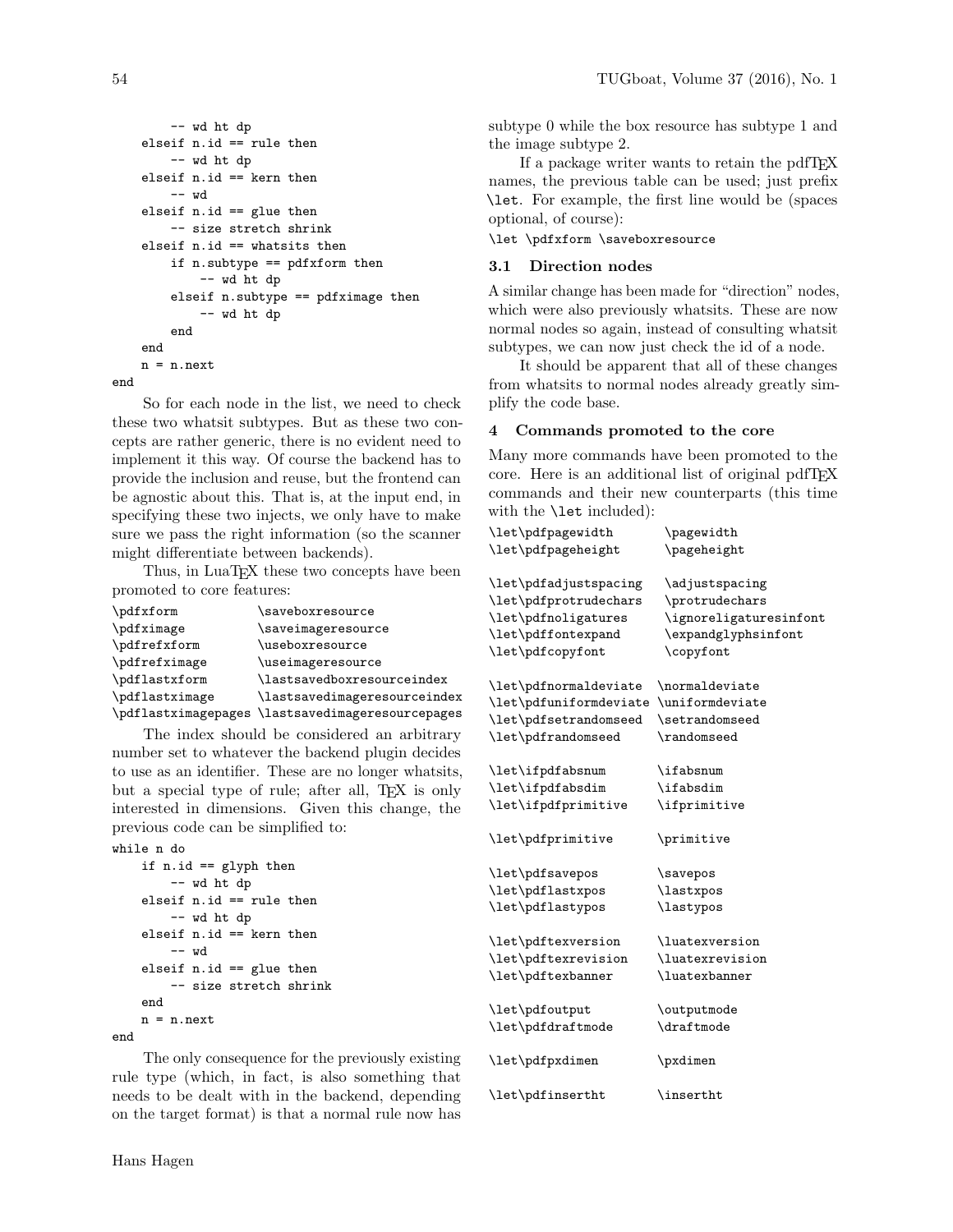```
        -- wd ht dp
    elseif n.id == rule then
        -- wd ht dp
    elseif n.id == kern then
        -- wd
    elseif n.id == glue then
        -- size stretch shrink
    elseif n.id == whatsits then
        if n.subtype == pdfxform then
            -- wd ht dp
        elseif n.subtype == pdfximage then
            -- wd ht dp
        end
    end
    n = n.next
end
```

So for each node in the list, we need to check these two whatsit subtypes. But as these two concepts are rather generic, there is no evident need to implement it this way. Of course the backend has to provide the inclusion and reuse, but the frontend can be agnostic about this. That is, at the input end, in specifying these two injects, we only have to make sure we pass the right information (so the scanner might differentiate between backends).

Thus, in LuaTEX these two concepts have been promoted to core features:

```
\pdfxform           \saveboxresource
\pdfximage          \saveimageresource
\pdfrefxform        \useboxresource
\pdfrefximage       \useimageresource
\pdflastxform       \lastsavedboxresourceindex
\pdflastximage      \lastsavedimageresourceindex
\pdflastximagepages \lastsavedimageresourcepages
```

The index should be considered an arbitrary number set to whatever the backend plugin decides to use as an identifier. These are no longer whatsits, but a special type of rule; after all, TEX is only interested in dimensions. Given this change, the previous code can be simplified to:

```
while n do
    if n.id == glyph then
        -- wd ht dp
    elseif n.id == rule then
        -- wd ht dp
    elseif n.id == kern then
        -- wd
    elseif n.id == glue then
        -- size stretch shrink
    end
    n = n.next
end
```

The only consequence for the previously existing rule type (which, in fact, is also something that needs to be dealt with in the backend, depending on the target format) is that a normal rule now has subtype 0 while the box resource has subtype 1 and the image subtype 2.

If a package writer wants to retain the pdfTEX names, the previous table can be used; just prefix `\let`. For example, the first line would be (spaces optional, of course):

```
\let \pdfxform \saveboxresource
```

### 3.1 Direction nodes

A similar change has been made for "direction" nodes, which were also previously whatsits. These are now normal nodes so again, instead of consulting whatsit subtypes, we can now just check the id of a node.

It should be apparent that all of these changes from whatsits to normal nodes already greatly simplify the code base.

## 4 Commands promoted to the core

Many more commands have been promoted to the core. Here is an additional list of original pdfTEX commands and their new counterparts (this time with the `\let` included):

```
\let\pdfpagewidth        \pagewidth
\let\pdfpageheight       \pageheight

\let\pdfadjustspacing    \adjustspacing
\let\pdfprotrudechars    \protrudechars
\let\pdfnoligatures      \ignoreligaturesinfont
\let\pdffontexpand       \expandglyphsinfont
\let\pdfcopyfont         \copyfont

\let\pdfnormaldeviate    \normaldeviate
\let\pdfuniformdeviate   \uniformdeviate
\let\pdfsetrandomseed    \setrandomseed
\let\pdfrandomseed       \randomseed

\let\ifpdfabsnum         \ifabsnum
\let\ifpdfabsdim         \ifabsdim
\let\ifpdfprimitive      \ifprimitive

\let\pdfprimitive        \primitive

\let\pdfsavepos          \savepos
\let\pdflastxpos         \lastxpos
\let\pdflastypos         \lastypos

\let\pdftexversion       \luatexversion
\let\pdftexrevision      \luatexrevision
\let\pdftexbanner        \luatexbanner

\let\pdfoutput           \outputmode
\let\pdfdraftmode        \draftmode

\let\pdfpxdimen          \pxdimen

\let\pdfinsertht         \insertht
```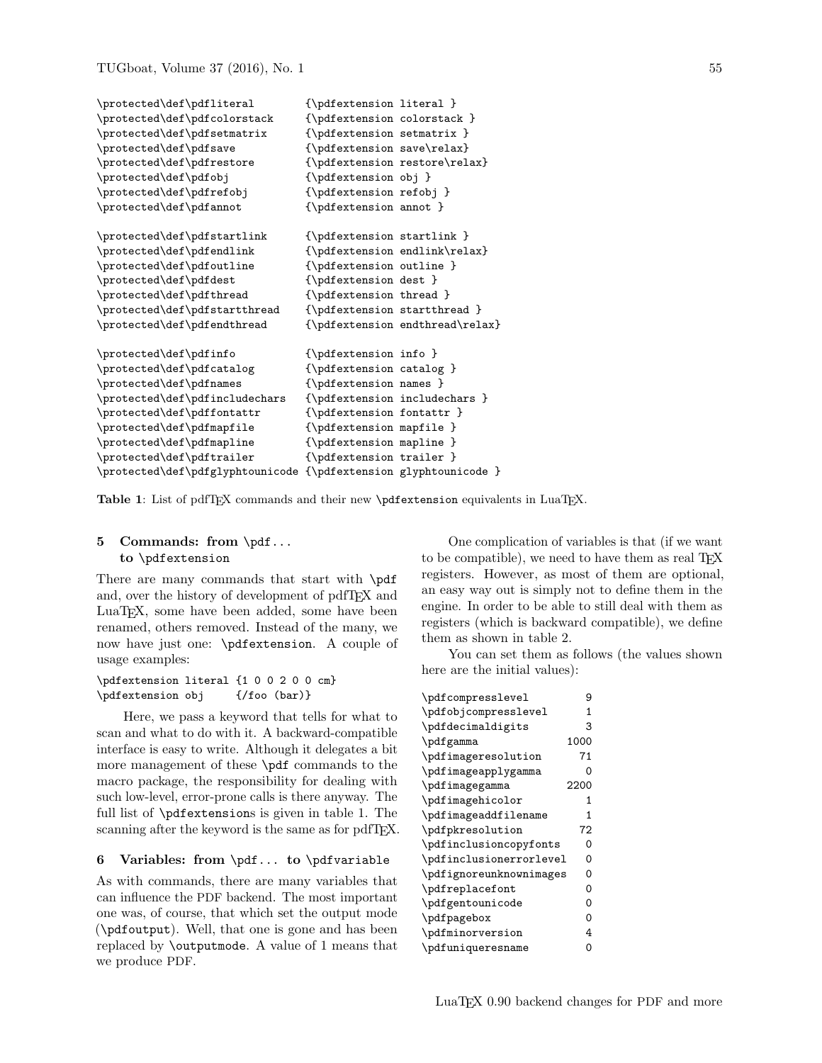```
\protected\def\pdfliteral        {\pdfextension literal }
\protected\def\pdfcolorstack     {\pdfextension colorstack }
\protected\def\pdfsetmatrix      {\pdfextension setmatrix }
\protected\def\pdfsave           {\pdfextension save\relax}
\protected\def\pdfrestore        {\pdfextension restore\relax}
\protected\def\pdfobj            {\pdfextension obj }
\protected\def\pdfrefobj         {\pdfextension refobj }
\protected\def\pdfannot          {\pdfextension annot }

\protected\def\pdfstartlink      {\pdfextension startlink }
\protected\def\pdfendlink        {\pdfextension endlink\relax}
\protected\def\pdfoutline        {\pdfextension outline }
\protected\def\pdfdest           {\pdfextension dest }
\protected\def\pdfthread         {\pdfextension thread }
\protected\def\pdfstartthread    {\pdfextension startthread }
\protected\def\pdfendthread      {\pdfextension endthread\relax}

\protected\def\pdfinfo           {\pdfextension info }
\protected\def\pdfcatalog        {\pdfextension catalog }
\protected\def\pdfnames          {\pdfextension names }
\protected\def\pdfincludechars   {\pdfextension includechars }
\protected\def\pdffontattr       {\pdfextension fontattr }
\protected\def\pdfmapfile        {\pdfextension mapfile }
\protected\def\pdfmapline        {\pdfextension mapline }
\protected\def\pdftrailer        {\pdfextension trailer }
\protected\def\pdfglyphtounicode {\pdfextension glyphtounicode }
```

**Table 1**: List of pdfTeX commands and their new `\pdfextension` equivalents in LuaTeX.

## 5 Commands: from `\pdf...` to `\pdfextension`

There are many commands that start with `\pdf` and, over the history of development of pdfTeX and LuaTeX, some have been added, some have been renamed, others removed. Instead of the many, we now have just one: `\pdfextension`. A couple of usage examples:

```
\pdfextension literal {1 0 0 2 0 0 cm}
\pdfextension obj     {/foo (bar)}
```

Here, we pass a keyword that tells for what to scan and what to do with it. A backward-compatible interface is easy to write. Although it delegates a bit more management of these `\pdf` commands to the macro package, the responsibility for dealing with such low-level, error-prone calls is there anyway. The full list of `\pdfextension`s is given in table 1. The scanning after the keyword is the same as for pdfTeX.

## 6 Variables: from `\pdf...` to `\pdfvariable`

As with commands, there are many variables that can influence the PDF backend. The most important one was, of course, that which set the output mode (`\pdfoutput`). Well, that one is gone and has been replaced by `\outputmode`. A value of 1 means that we produce PDF.

One complication of variables is that (if we want to be compatible), we need to have them as real TeX registers. However, as most of them are optional, an easy way out is simply not to define them in the engine. In order to be able to still deal with them as registers (which is backward compatible), we define them as shown in table 2.

You can set them as follows (the values shown here are the initial values):

```
\pdfcompresslevel          9
\pdfobjcompresslevel       1
\pdfdecimaldigits          3
\pdfgamma               1000
\pdfimageresolution       71
\pdfimageapplygamma        0
\pdfimagegamma          2200
\pdfimagehicolor           1
\pdfimageaddfilename       1
\pdfpkresolution          72
\pdfinclusioncopyfonts     0
\pdfinclusionerrorlevel    0
\pdfignoreunknownimages    0
\pdfreplacefont            0
\pdfgentounicode           0
\pdfpagebox                0
\pdfminorversion           4
\pdfuniqueresname          0
```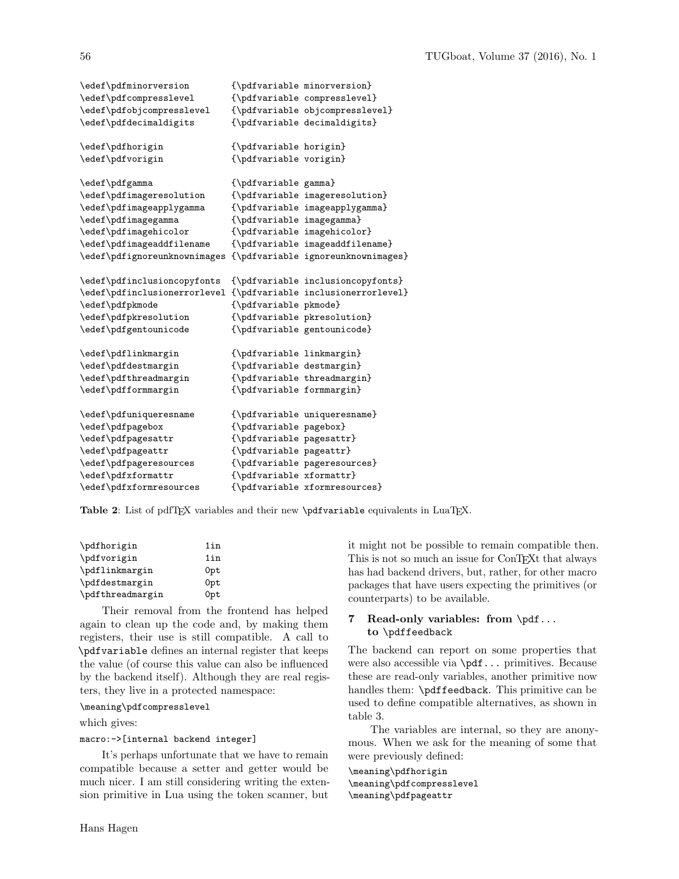```
\edef\pdfminorversion        {\pdfvariable minorversion}
\edef\pdfcompresslevel       {\pdfvariable compresslevel}
\edef\pdfobjcompresslevel    {\pdfvariable objcompresslevel}
\edef\pdfdecimaldigits       {\pdfvariable decimaldigits}

\edef\pdfhorigin             {\pdfvariable horigin}
\edef\pdfvorigin             {\pdfvariable vorigin}

\edef\pdfgamma               {\pdfvariable gamma}
\edef\pdfimageresolution     {\pdfvariable imageresolution}
\edef\pdfimageapplygamma     {\pdfvariable imageapplygamma}
\edef\pdfimagegamma          {\pdfvariable imagegamma}
\edef\pdfimagehicolor        {\pdfvariable imagehicolor}
\edef\pdfimageaddfilename    {\pdfvariable imageaddfilename}
\edef\pdfignoreunknownimages {\pdfvariable ignoreunknownimages}

\edef\pdfinclusioncopyfonts  {\pdfvariable inclusioncopyfonts}
\edef\pdfinclusionerrorlevel {\pdfvariable inclusionerrorlevel}
\edef\pdfpkmode              {\pdfvariable pkmode}
\edef\pdfpkresolution        {\pdfvariable pkresolution}
\edef\pdfgentounicode        {\pdfvariable gentounicode}

\edef\pdflinkmargin          {\pdfvariable linkmargin}
\edef\pdfdestmargin          {\pdfvariable destmargin}
\edef\pdfthreadmargin        {\pdfvariable threadmargin}
\edef\pdfformmargin          {\pdfvariable formmargin}

\edef\pdfuniqueresname       {\pdfvariable uniqueresname}
\edef\pdfpagebox             {\pdfvariable pagebox}
\edef\pdfpagesattr           {\pdfvariable pagesattr}
\edef\pdfpageattr            {\pdfvariable pageattr}
\edef\pdfpageresources       {\pdfvariable pageresources}
\edef\pdfxformattr           {\pdfvariable xformattr}
\edef\pdfxformresources      {\pdfvariable xformresources}
```

**Table 2**: List of pdfTEX variables and their new `\pdfvariable` equivalents in LuaTEX.

```
\pdfhorigin        1in
\pdfvorigin        1in
\pdflinkmargin     0pt
\pdfdestmargin     0pt
\pdfthreadmargin   0pt
```

Their removal from the frontend has helped again to clean up the code and, by making them registers, their use is still compatible. A call to `\pdfvariable` defines an internal register that keeps the value (of course this value can also be influenced by the backend itself). Although they are real registers, they live in a protected namespace:

```
\meaning\pdfcompresslevel
```

which gives:

```
macro:->[internal backend integer]
```

It's perhaps unfortunate that we have to remain compatible because a setter and getter would be much nicer. I am still considering writing the extension primitive in Lua using the token scanner, but it might not be possible to remain compatible then. This is not so much an issue for ConTEXt that always has had backend drivers, but, rather, for other macro packages that have users expecting the primitives (or counterparts) to be available.

## 7 Read-only variables: from `\pdf...` to `\pdffeedback`

The backend can report on some properties that were also accessible via `\pdf...` primitives. Because these are read-only variables, another primitive now handles them: `\pdffeedback`. This primitive can be used to define compatible alternatives, as shown in table 3.

The variables are internal, so they are anonymous. When we ask for the meaning of some that were previously defined:

```
\meaning\pdfhorigin
\meaning\pdfcompresslevel
\meaning\pdfpageattr
```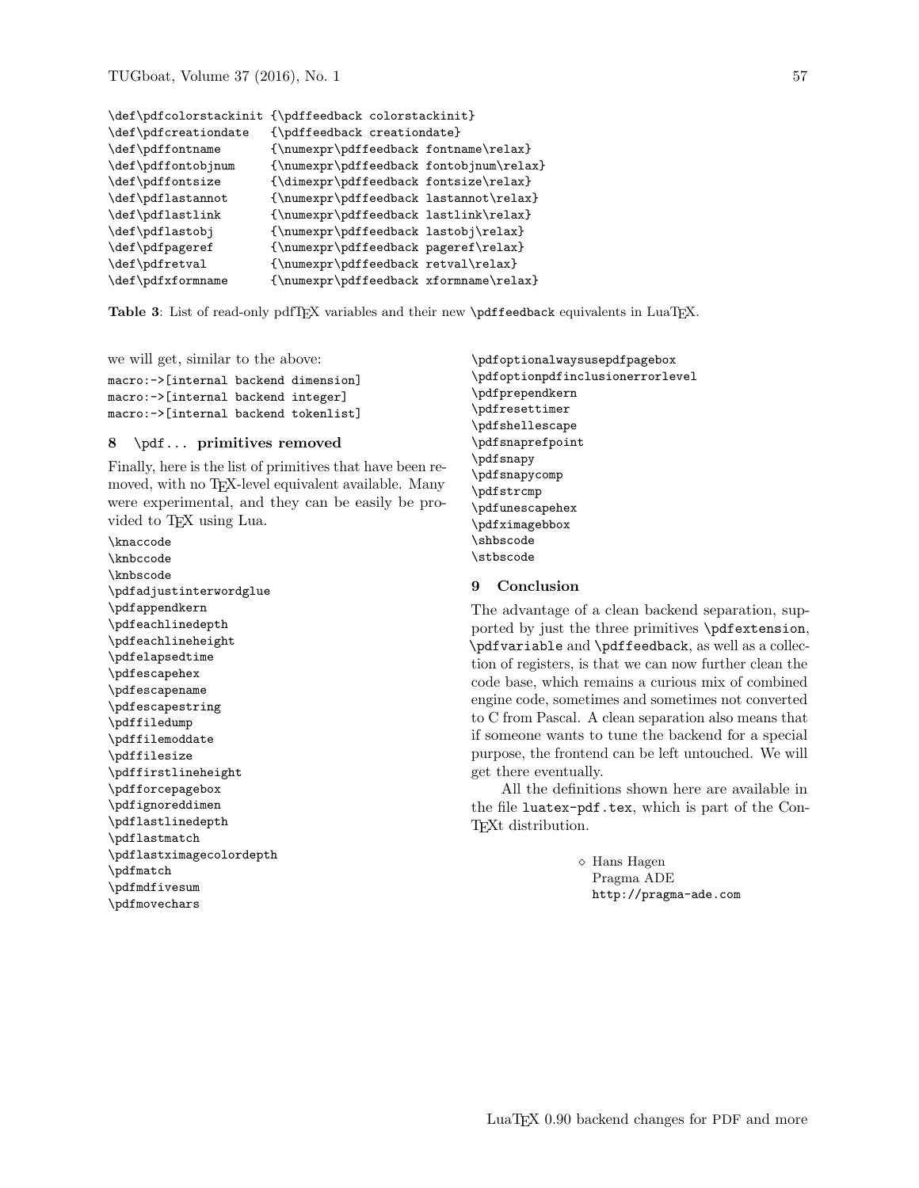```
\def\pdfcolorstackinit {\pdffeedback colorstackinit}
\def\pdfcreationdate   {\pdffeedback creationdate}
\def\pdffontname       {\numexpr\pdffeedback fontname\relax}
\def\pdffontobjnum     {\numexpr\pdffeedback fontobjnum\relax}
\def\pdffontsize       {\dimexpr\pdffeedback fontsize\relax}
\def\pdflastannot      {\numexpr\pdffeedback lastannot\relax}
\def\pdflastlink       {\numexpr\pdffeedback lastlink\relax}
\def\pdflastobj        {\numexpr\pdffeedback lastobj\relax}
\def\pdfpageref        {\numexpr\pdffeedback pageref\relax}
\def\pdfretval         {\numexpr\pdffeedback retval\relax}
\def\pdfxformname      {\numexpr\pdffeedback xformname\relax}
```

**Table 3**: List of read-only pdfTeX variables and their new `\pdffeedback` equivalents in LuaTeX.

we will get, similar to the above:

```
macro:->[internal backend dimension]
macro:->[internal backend integer]
macro:->[internal backend tokenlist]
```

## 8 \pdf... primitives removed

Finally, here is the list of primitives that have been removed, with no TeX-level equivalent available. Many were experimental, and they can be easily be provided to TeX using Lua.

```
\knaccode
\knbccode
\knbscode
\pdfadjustinterwordglue
\pdfappendkern
\pdfeachlinedepth
\pdfeachlineheight
\pdfelapsedtime
\pdfescapehex
\pdfescapename
\pdfescapestring
\pdffiledump
\pdffilemoddate
\pdffilesize
\pdffirstlineheight
\pdfforcepagebox
\pdfignoreddimen
\pdflastlinedepth
\pdflastmatch
\pdflastximagecolordepth
\pdfmatch
\pdfmdfivesum
\pdfmovechars
\pdfoptionalwaysusepdfpagebox
\pdfoptionpdfinclusionerrorlevel
\pdfprependkern
\pdfresettimer
\pdfshellescape
\pdfsnaprefpoint
\pdfsnapy
\pdfsnapycomp
\pdfstrcmp
\pdfunescapehex
\pdfximagebbox
\shbscode
\stbscode
```

## 9 Conclusion

The advantage of a clean backend separation, supported by just the three primitives `\pdfextension`, `\pdfvariable` and `\pdffeedback`, as well as a collection of registers, is that we can now further clean the code base, which remains a curious mix of combined engine code, sometimes and sometimes not converted to C from Pascal. A clean separation also means that if someone wants to tune the backend for a special purpose, the frontend can be left untouched. We will get there eventually.

All the definitions shown here are available in the file `luatex-pdf.tex`, which is part of the ConTeXt distribution.

⋄ Hans Hagen
Pragma ADE
http://pragma-ade.com